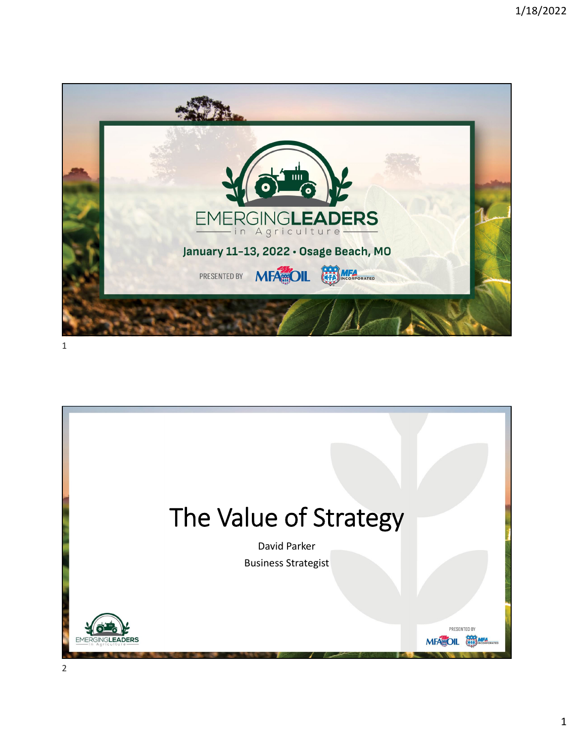# EMERGINGLEADERS in Agriculture

January 11-13, 2022 • Osage Beach, MO

PRESENTED BY MFA OIL MFA INCORPORATED

# The Value of Strategy

David Parker

Business Strategist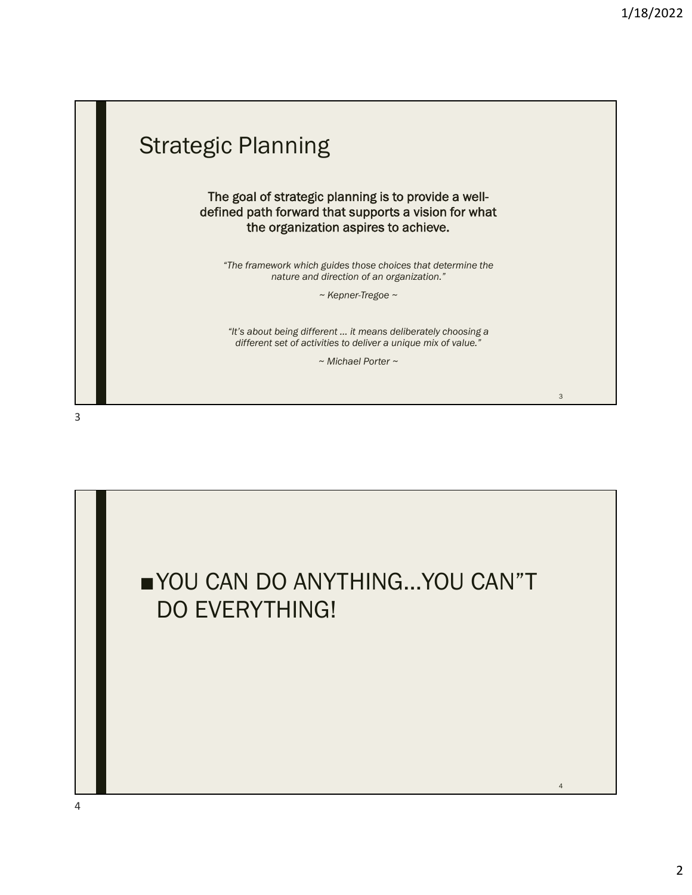## Strategic Planning

**The goal of strategic planning is to provide a well-defined path forward that supports a vision for what the organization aspires to achieve.**

*"The framework which guides those choices that determine the nature and direction of an organization."*

*~ Kepner-Tregoe ~*

*"It's about being different … it means deliberately choosing a different set of activities to deliver a unique mix of value."*

*~ Michael Porter ~*

---

- YOU CAN DO ANYTHING…YOU CAN"T DO EVERYTHING!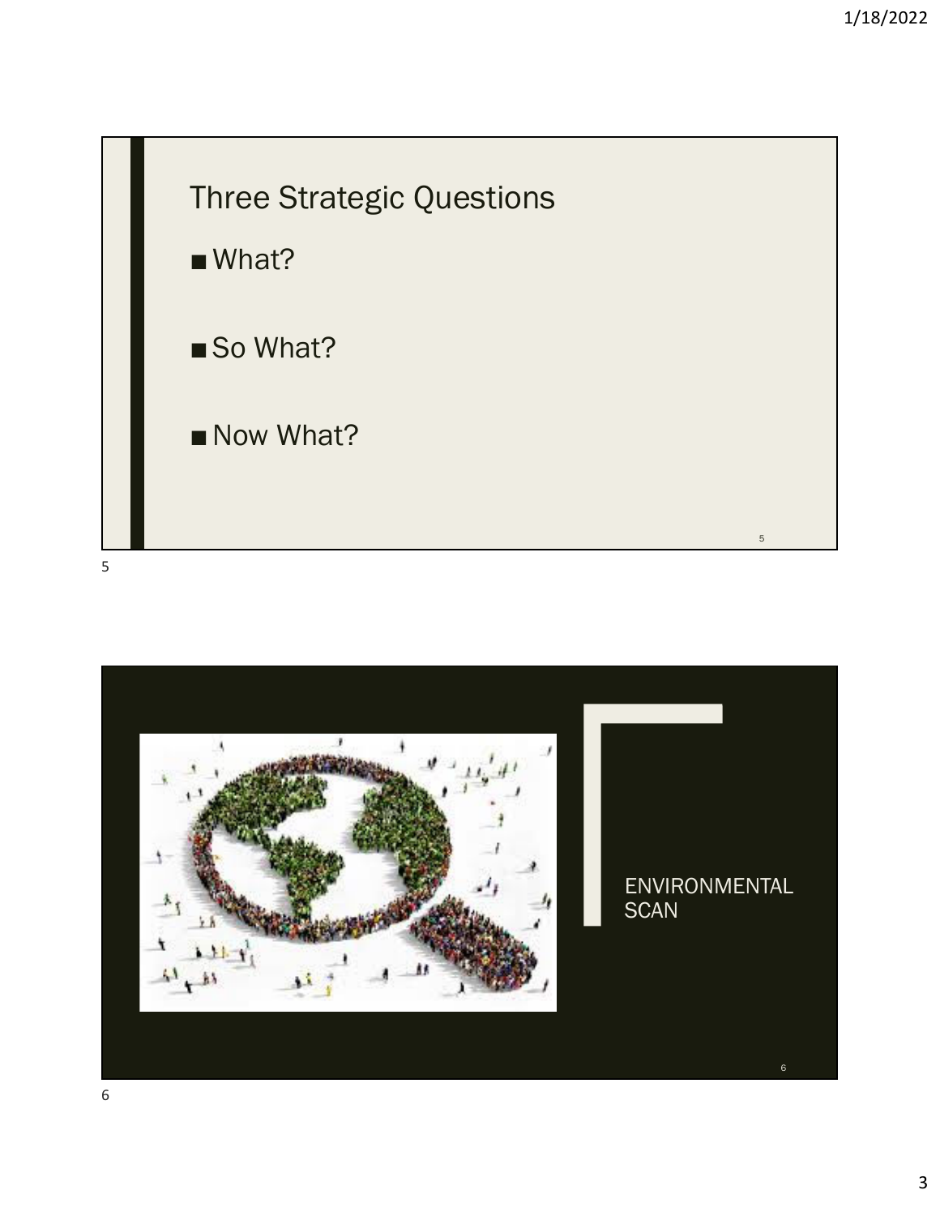## Three Strategic Questions

- What?
- So What?
- Now What?

ENVIRONMENTAL SCAN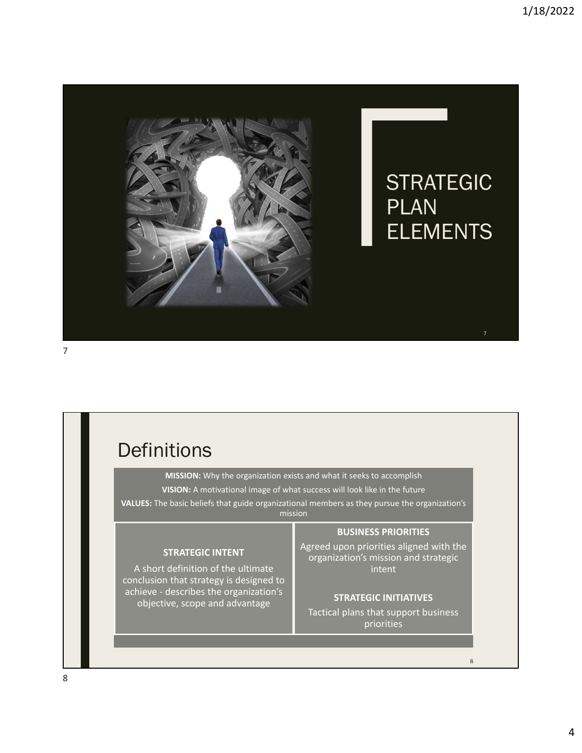# STRATEGIC PLAN ELEMENTS

## Definitions

**MISSION:** Why the organization exists and what it seeks to accomplish

**VISION:** A motivational image of what success will look like in the future

**VALUES:** The basic beliefs that guide organizational members as they pursue the organization's mission

**STRATEGIC INTENT**

A short definition of the ultimate conclusion that strategy is designed to achieve - describes the organization's objective, scope and advantage

**BUSINESS PRIORITIES**

Agreed upon priorities aligned with the organization's mission and strategic intent

**STRATEGIC INITIATIVES**

Tactical plans that support business priorities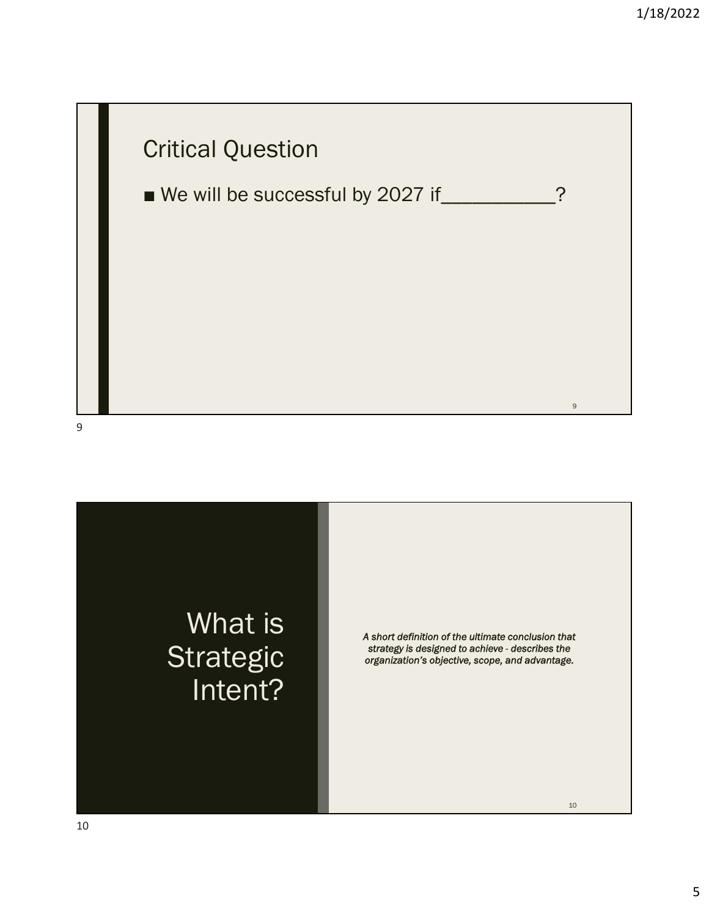## Critical Question

- We will be successful by 2027 if__________?

## What is Strategic Intent?

*A short definition of the ultimate conclusion that strategy is designed to achieve - describes the organization's objective, scope, and advantage.*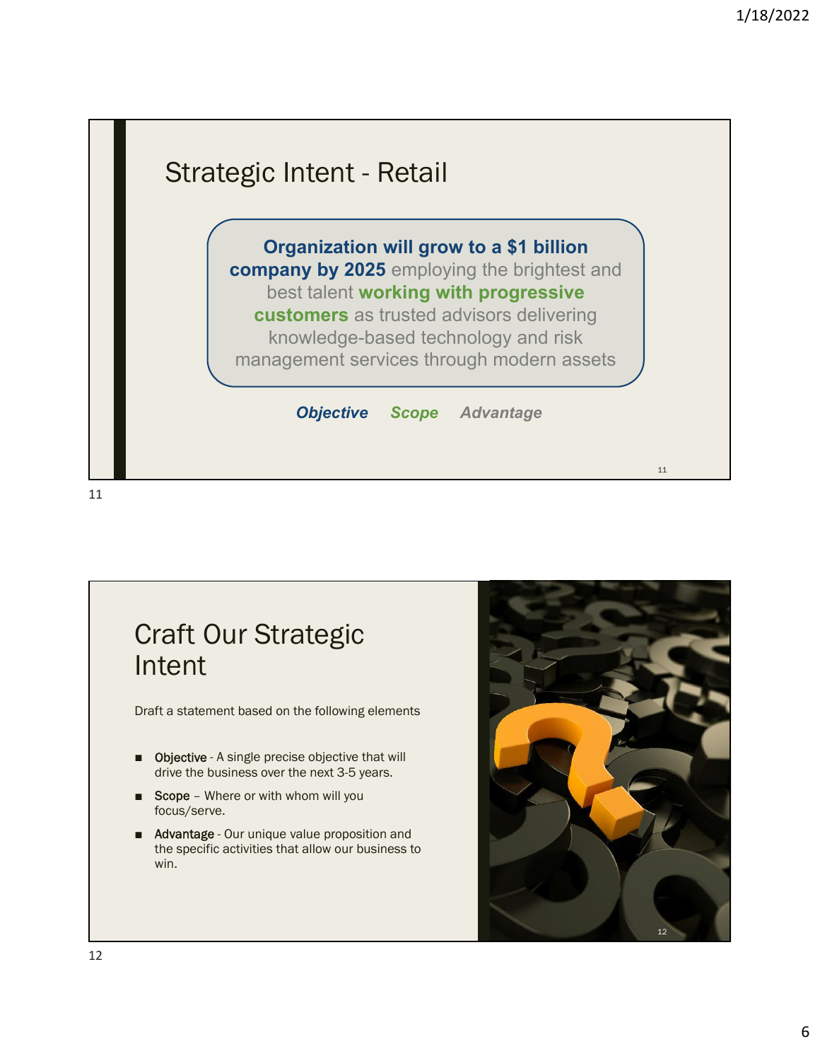## Strategic Intent - Retail

**Organization will grow to a $1 billion company by 2025** employing the brightest and best talent **working with progressive customers** as trusted advisors delivering knowledge-based technology and risk management services through modern assets

***Objective*** ***Scope*** ***Advantage***

## Craft Our Strategic Intent

Draft a statement based on the following elements

- **Objective** - A single precise objective that will drive the business over the next 3-5 years.
- **Scope** – Where or with whom will you focus/serve.
- **Advantage** - Our unique value proposition and the specific activities that allow our business to win.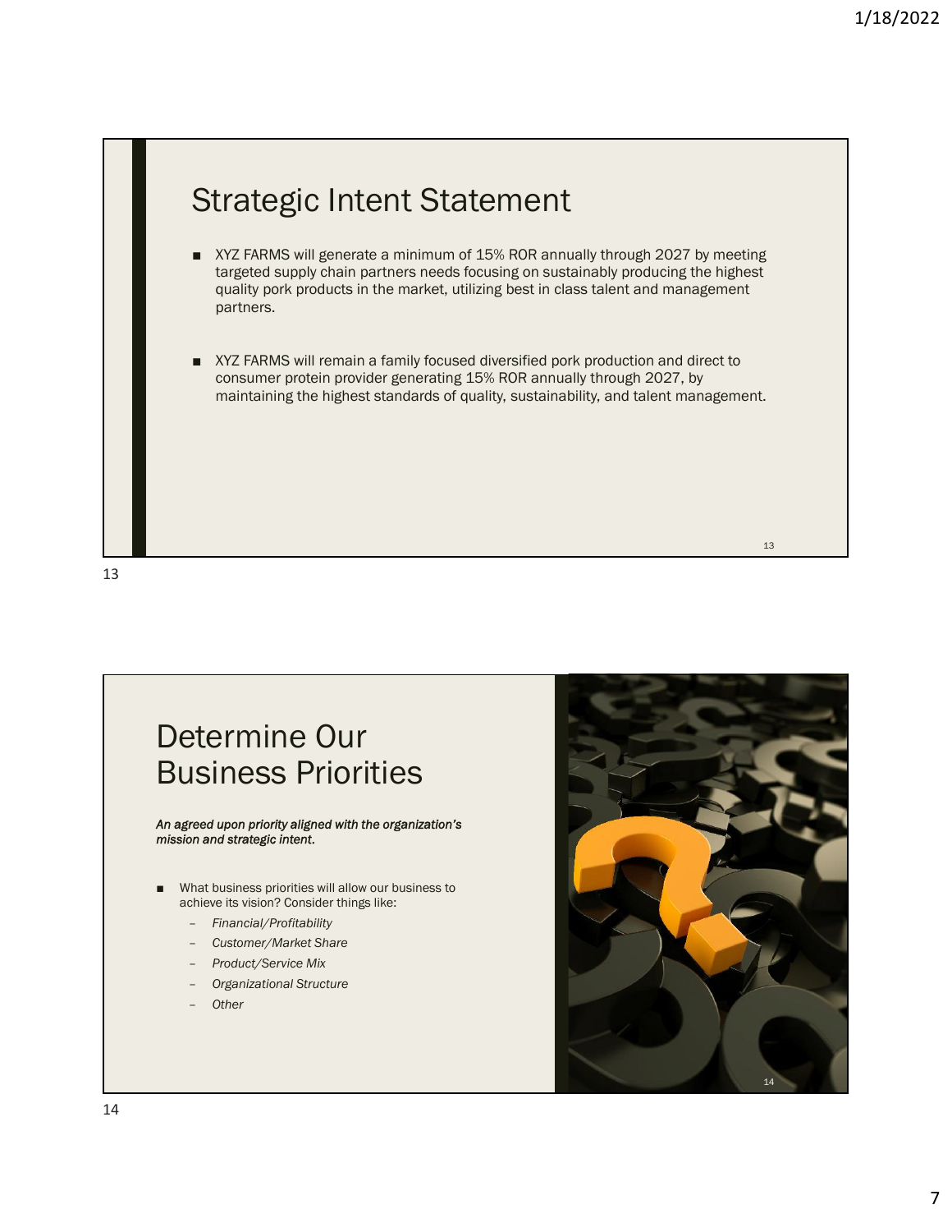## Strategic Intent Statement

- XYZ FARMS will generate a minimum of 15% ROR annually through 2027 by meeting targeted supply chain partners needs focusing on sustainably producing the highest quality pork products in the market, utilizing best in class talent and management partners.

- XYZ FARMS will remain a family focused diversified pork production and direct to consumer protein provider generating 15% ROR annually through 2027, by maintaining the highest standards of quality, sustainability, and talent management.

## Determine Our Business Priorities

***An agreed upon priority aligned with the organization's mission and strategic intent.***

- What business priorities will allow our business to achieve its vision? Consider things like:
  - *Financial/Profitability*
  - *Customer/Market Share*
  - *Product/Service Mix*
  - *Organizational Structure*
  - *Other*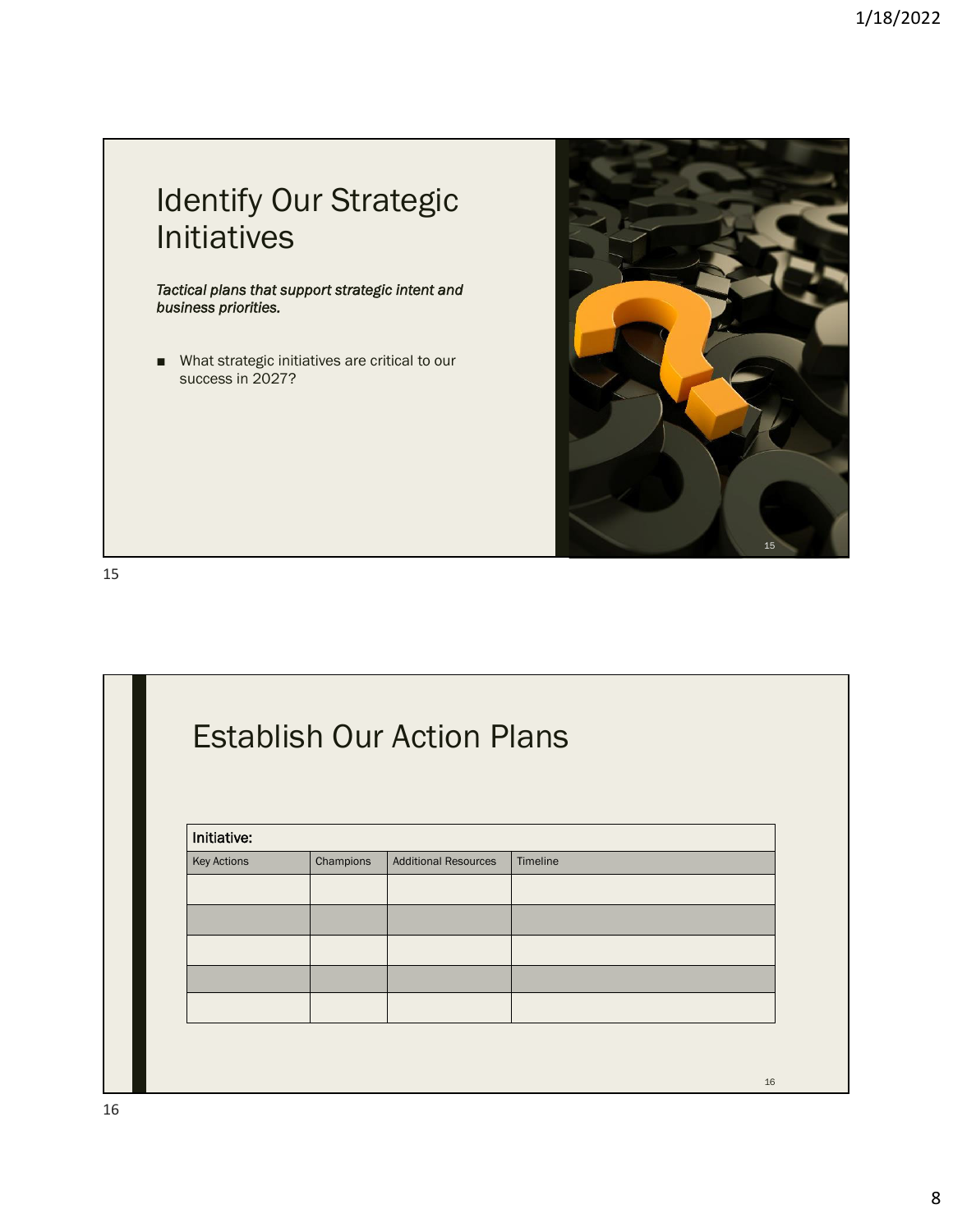# Identify Our Strategic Initiatives

***Tactical plans that support strategic intent and business priorities.***

- What strategic initiatives are critical to our success in 2027?

# Establish Our Action Plans

| **Initiative:** | | | |
|---|---|---|---|
| Key Actions | Champions | Additional Resources | Timeline |
| | | | |
| | | | |
| | | | |
| | | | |
| | | | |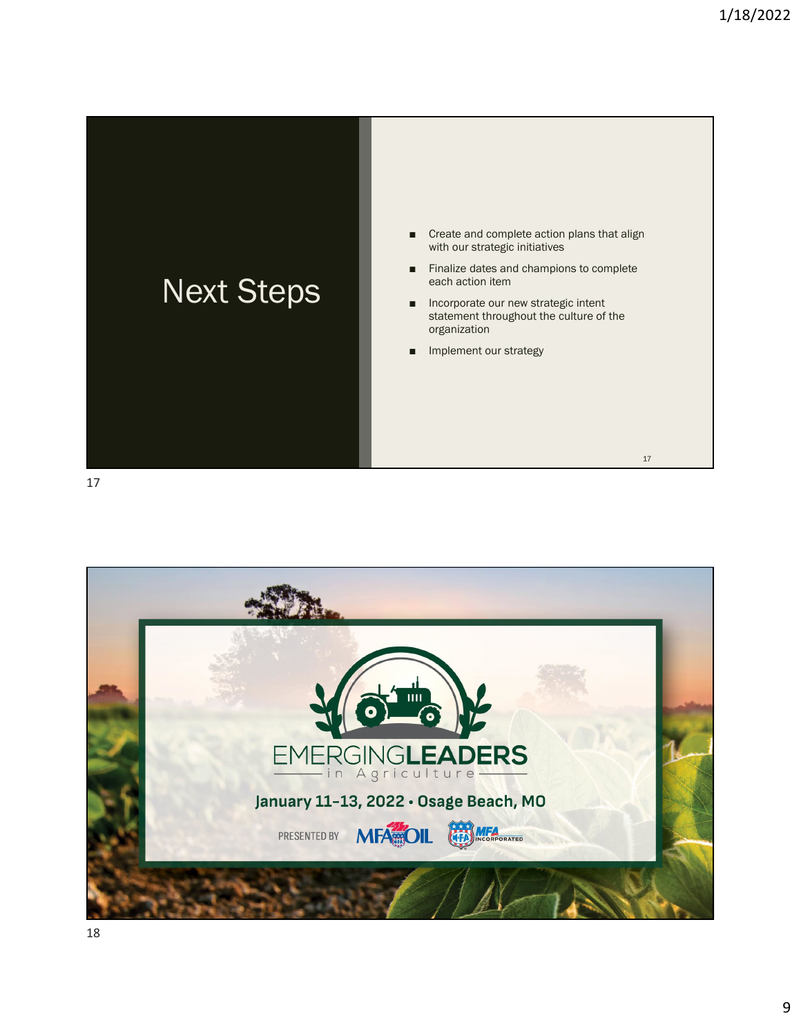# Next Steps

- Create and complete action plans that align with our strategic initiatives
- Finalize dates and champions to complete each action item
- Incorporate our new strategic intent statement throughout the culture of the organization
- Implement our strategy

EMERGING LEADERS in Agriculture

January 11-13, 2022 • Osage Beach, MO

PRESENTED BY MFA OIL MFA INCORPORATED